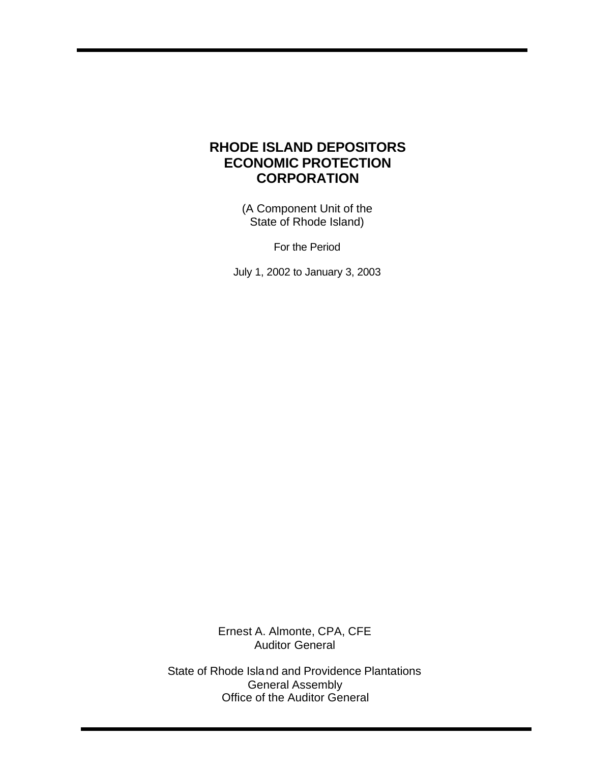# RHODE ISLAND DEPOSITORS ECONOMIC PROTECTION CORPORATION

(A Component Unit of the State of Rhode Island)

For the Period

July 1, 2002 to January 3, 2003

Ernest A. Almonte, CPA, CFE
Auditor General

State of Rhode Island and Providence Plantations
General Assembly
Office of the Auditor General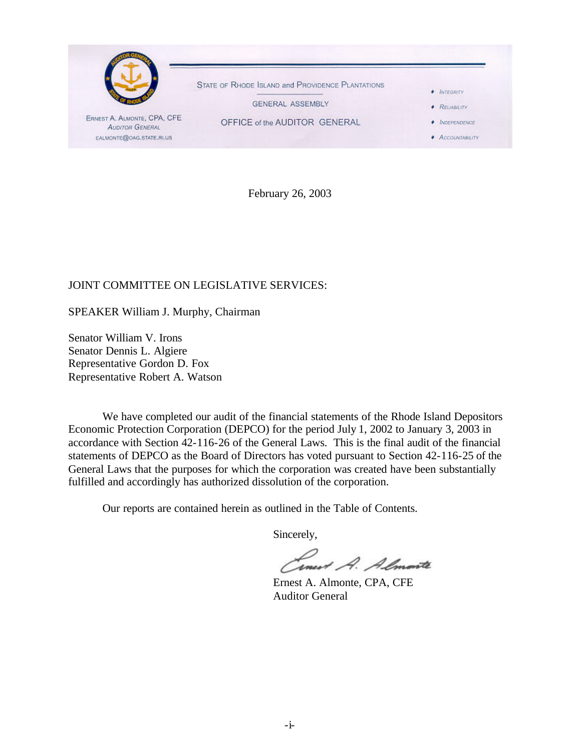STATE OF RHODE ISLAND and PROVIDENCE PLANTATIONS

GENERAL ASSEMBLY

OFFICE of the AUDITOR GENERAL

ERNEST A. ALMONTE, CPA, CFE
AUDITOR GENERAL
EALMONTE@OAG.STATE.RI.US

- INTEGRITY
- RELIABILITY
- INDEPENDENCE
- ACCOUNTABILITY

February 26, 2003

JOINT COMMITTEE ON LEGISLATIVE SERVICES:

SPEAKER William J. Murphy, Chairman

Senator William V. Irons
Senator Dennis L. Algiere
Representative Gordon D. Fox
Representative Robert A. Watson

We have completed our audit of the financial statements of the Rhode Island Depositors Economic Protection Corporation (DEPCO) for the period July 1, 2002 to January 3, 2003 in accordance with Section 42-116-26 of the General Laws. This is the final audit of the financial statements of DEPCO as the Board of Directors has voted pursuant to Section 42-116-25 of the General Laws that the purposes for which the corporation was created have been substantially fulfilled and accordingly has authorized dissolution of the corporation.

Our reports are contained herein as outlined in the Table of Contents.

Sincerely,

Ernest A. Almonte, CPA, CFE
Auditor General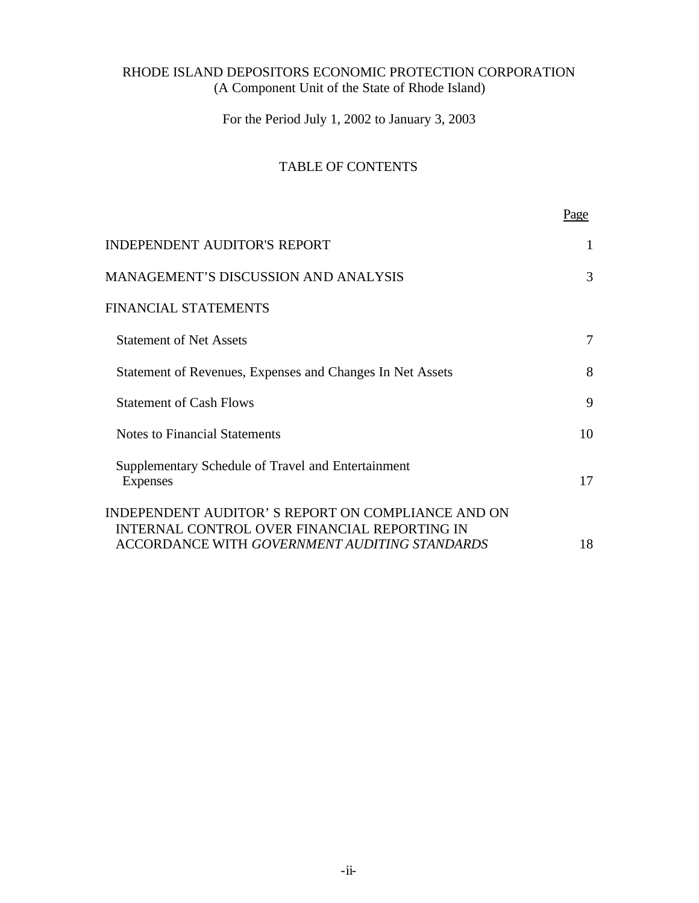RHODE ISLAND DEPOSITORS ECONOMIC PROTECTION CORPORATION
(A Component Unit of the State of Rhode Island)

For the Period July 1, 2002 to January 3, 2003

# TABLE OF CONTENTS

| | Page |
|---|---|
| INDEPENDENT AUDITOR'S REPORT | 1 |
| MANAGEMENT'S DISCUSSION AND ANALYSIS | 3 |
| FINANCIAL STATEMENTS | |
| Statement of Net Assets | 7 |
| Statement of Revenues, Expenses and Changes In Net Assets | 8 |
| Statement of Cash Flows | 9 |
| Notes to Financial Statements | 10 |
| Supplementary Schedule of Travel and Entertainment Expenses | 17 |
| INDEPENDENT AUDITOR' S REPORT ON COMPLIANCE AND ON INTERNAL CONTROL OVER FINANCIAL REPORTING IN ACCORDANCE WITH *GOVERNMENT AUDITING STANDARDS* | 18 |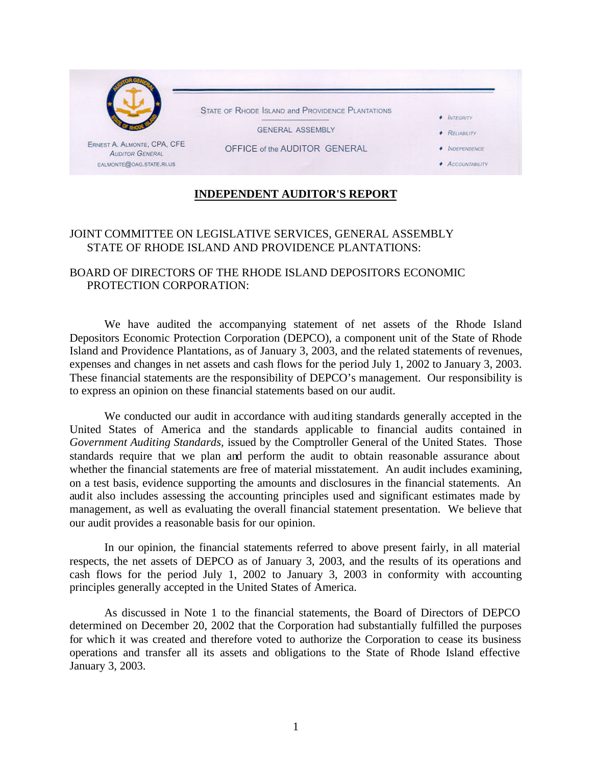STATE OF RHODE ISLAND and PROVIDENCE PLANTATIONS

GENERAL ASSEMBLY

OFFICE of the AUDITOR GENERAL

ERNEST A. ALMONTE, CPA, CFE
AUDITOR GENERAL
EALMONTE@OAG.STATE.RI.US

- INTEGRITY
- RELIABILITY
- INDEPENDENCE
- ACCOUNTABILITY

## INDEPENDENT AUDITOR'S REPORT

JOINT COMMITTEE ON LEGISLATIVE SERVICES, GENERAL ASSEMBLY
STATE OF RHODE ISLAND AND PROVIDENCE PLANTATIONS:

BOARD OF DIRECTORS OF THE RHODE ISLAND DEPOSITORS ECONOMIC PROTECTION CORPORATION:

We have audited the accompanying statement of net assets of the Rhode Island Depositors Economic Protection Corporation (DEPCO), a component unit of the State of Rhode Island and Providence Plantations, as of January 3, 2003, and the related statements of revenues, expenses and changes in net assets and cash flows for the period July 1, 2002 to January 3, 2003. These financial statements are the responsibility of DEPCO's management. Our responsibility is to express an opinion on these financial statements based on our audit.

We conducted our audit in accordance with auditing standards generally accepted in the United States of America and the standards applicable to financial audits contained in *Government Auditing Standards*, issued by the Comptroller General of the United States. Those standards require that we plan and perform the audit to obtain reasonable assurance about whether the financial statements are free of material misstatement. An audit includes examining, on a test basis, evidence supporting the amounts and disclosures in the financial statements. An audit also includes assessing the accounting principles used and significant estimates made by management, as well as evaluating the overall financial statement presentation. We believe that our audit provides a reasonable basis for our opinion.

In our opinion, the financial statements referred to above present fairly, in all material respects, the net assets of DEPCO as of January 3, 2003, and the results of its operations and cash flows for the period July 1, 2002 to January 3, 2003 in conformity with accounting principles generally accepted in the United States of America.

As discussed in Note 1 to the financial statements, the Board of Directors of DEPCO determined on December 20, 2002 that the Corporation had substantially fulfilled the purposes for which it was created and therefore voted to authorize the Corporation to cease its business operations and transfer all its assets and obligations to the State of Rhode Island effective January 3, 2003.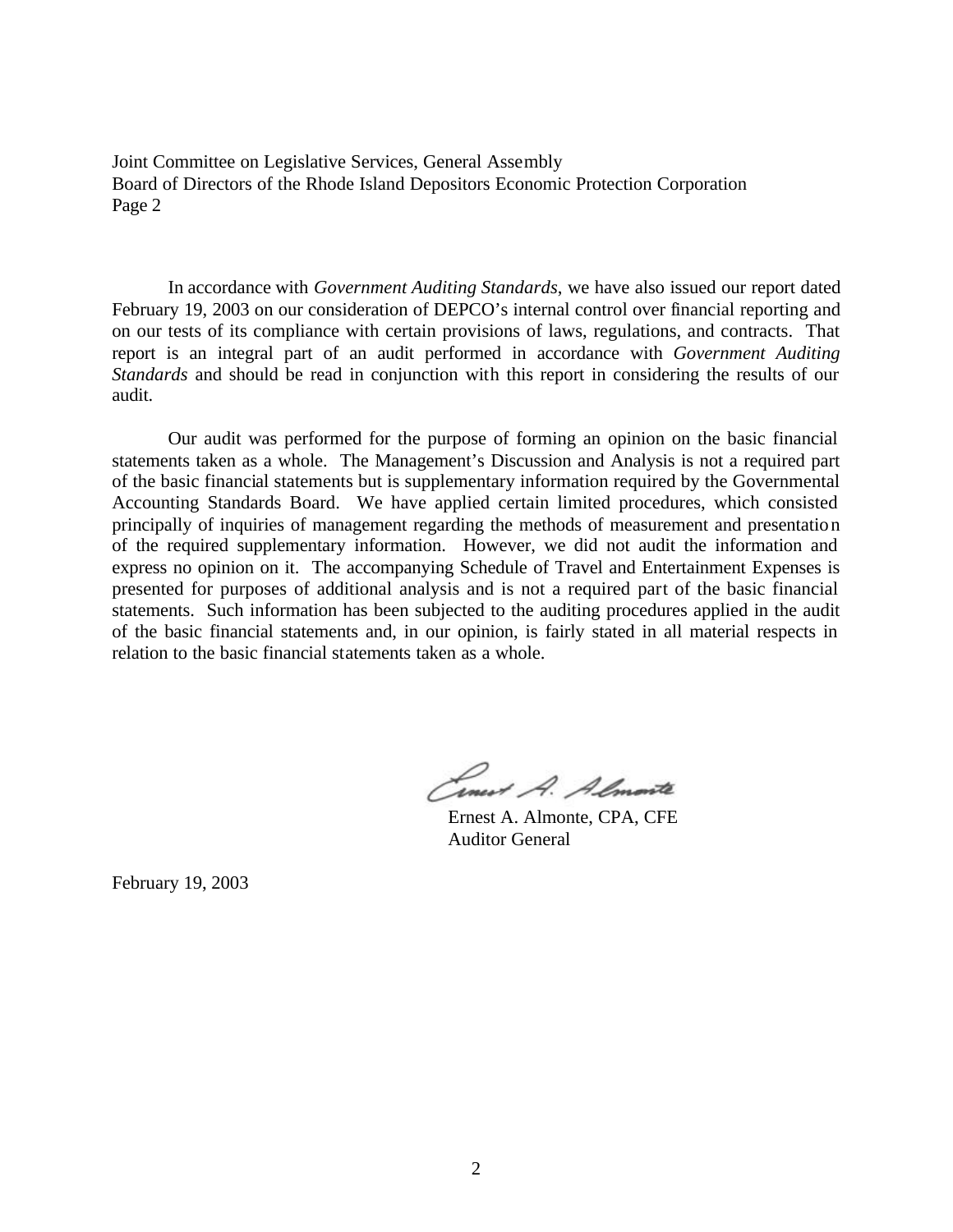Joint Committee on Legislative Services, General Assembly
Board of Directors of the Rhode Island Depositors Economic Protection Corporation
Page 2

In accordance with *Government Auditing Standards*, we have also issued our report dated February 19, 2003 on our consideration of DEPCO's internal control over financial reporting and on our tests of its compliance with certain provisions of laws, regulations, and contracts. That report is an integral part of an audit performed in accordance with *Government Auditing Standards* and should be read in conjunction with this report in considering the results of our audit.

Our audit was performed for the purpose of forming an opinion on the basic financial statements taken as a whole. The Management's Discussion and Analysis is not a required part of the basic financial statements but is supplementary information required by the Governmental Accounting Standards Board. We have applied certain limited procedures, which consisted principally of inquiries of management regarding the methods of measurement and presentation of the required supplementary information. However, we did not audit the information and express no opinion on it. The accompanying Schedule of Travel and Entertainment Expenses is presented for purposes of additional analysis and is not a required part of the basic financial statements. Such information has been subjected to the auditing procedures applied in the audit of the basic financial statements and, in our opinion, is fairly stated in all material respects in relation to the basic financial statements taken as a whole.

Ernest A. Almonte, CPA, CFE
Auditor General

February 19, 2003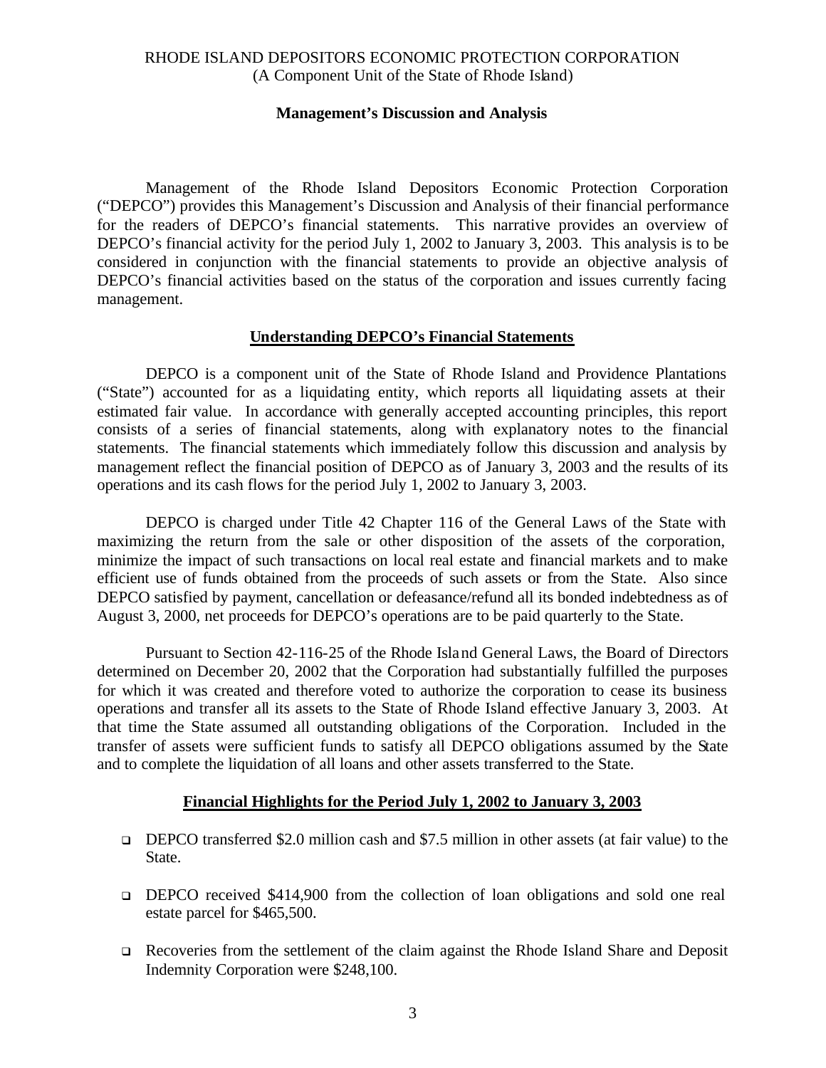RHODE ISLAND DEPOSITORS ECONOMIC PROTECTION CORPORATION
(A Component Unit of the State of Rhode Island)

**Management's Discussion and Analysis**

Management of the Rhode Island Depositors Economic Protection Corporation ("DEPCO") provides this Management's Discussion and Analysis of their financial performance for the readers of DEPCO's financial statements. This narrative provides an overview of DEPCO's financial activity for the period July 1, 2002 to January 3, 2003. This analysis is to be considered in conjunction with the financial statements to provide an objective analysis of DEPCO's financial activities based on the status of the corporation and issues currently facing management.

## Understanding DEPCO's Financial Statements

DEPCO is a component unit of the State of Rhode Island and Providence Plantations ("State") accounted for as a liquidating entity, which reports all liquidating assets at their estimated fair value. In accordance with generally accepted accounting principles, this report consists of a series of financial statements, along with explanatory notes to the financial statements. The financial statements which immediately follow this discussion and analysis by management reflect the financial position of DEPCO as of January 3, 2003 and the results of its operations and its cash flows for the period July 1, 2002 to January 3, 2003.

DEPCO is charged under Title 42 Chapter 116 of the General Laws of the State with maximizing the return from the sale or other disposition of the assets of the corporation, minimize the impact of such transactions on local real estate and financial markets and to make efficient use of funds obtained from the proceeds of such assets or from the State. Also since DEPCO satisfied by payment, cancellation or defeasance/refund all its bonded indebtedness as of August 3, 2000, net proceeds for DEPCO's operations are to be paid quarterly to the State.

Pursuant to Section 42-116-25 of the Rhode Island General Laws, the Board of Directors determined on December 20, 2002 that the Corporation had substantially fulfilled the purposes for which it was created and therefore voted to authorize the corporation to cease its business operations and transfer all its assets to the State of Rhode Island effective January 3, 2003. At that time the State assumed all outstanding obligations of the Corporation. Included in the transfer of assets were sufficient funds to satisfy all DEPCO obligations assumed by the State and to complete the liquidation of all loans and other assets transferred to the State.

## Financial Highlights for the Period July 1, 2002 to January 3, 2003

- DEPCO transferred $2.0 million cash and $7.5 million in other assets (at fair value) to the State.
- DEPCO received $414,900 from the collection of loan obligations and sold one real estate parcel for $465,500.
- Recoveries from the settlement of the claim against the Rhode Island Share and Deposit Indemnity Corporation were $248,100.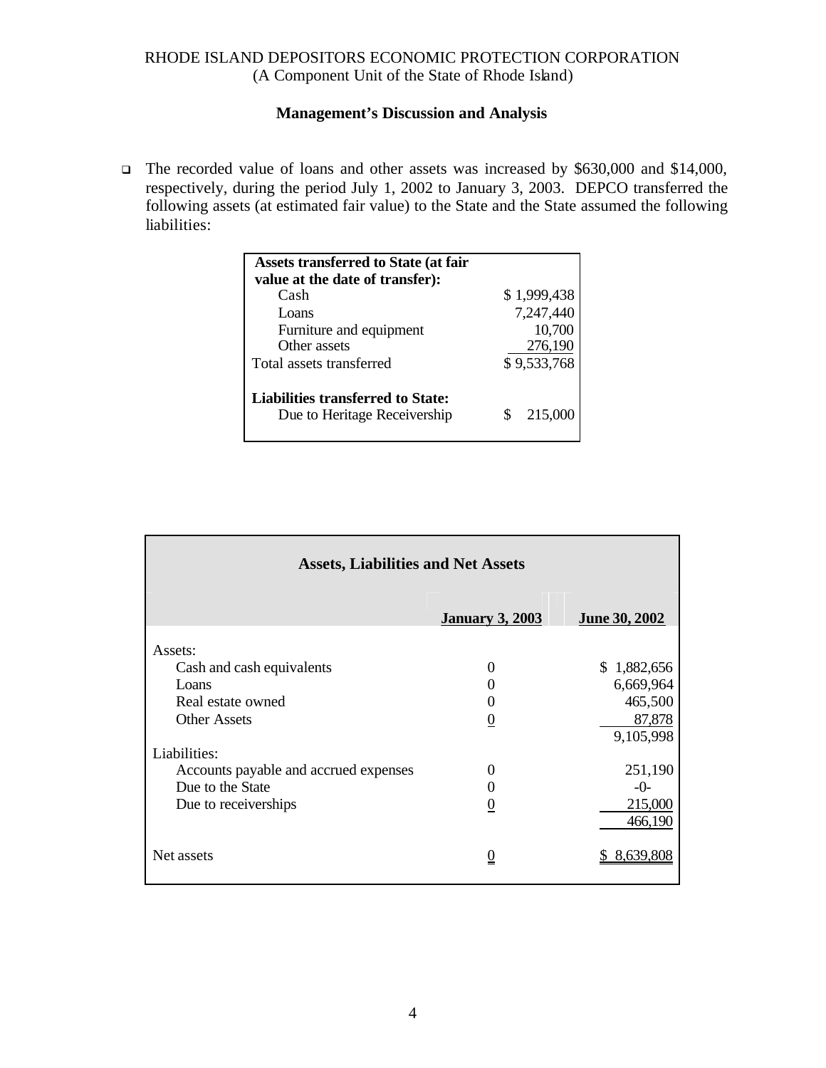RHODE ISLAND DEPOSITORS ECONOMIC PROTECTION CORPORATION
(A Component Unit of the State of Rhode Island)

**Management's Discussion and Analysis**

- The recorded value of loans and other assets was increased by $630,000 and $14,000, respectively, during the period July 1, 2002 to January 3, 2003. DEPCO transferred the following assets (at estimated fair value) to the State and the State assumed the following liabilities:

| **Assets transferred to State (at fair value at the date of transfer):** | |
|---|---|
| Cash | $ 1,999,438 |
| Loans | 7,247,440 |
| Furniture and equipment | 10,700 |
| Other assets | 276,190 |
| Total assets transferred | $ 9,533,768 |
| | |
| **Liabilities transferred to State:** | |
| Due to Heritage Receivership | $ 215,000 |

**Assets, Liabilities and Net Assets**

| | January 3, 2003 | June 30, 2002 |
|---|---|---|
| Assets: | | |
| Cash and cash equivalents | 0 | $ 1,882,656 |
| Loans | 0 | 6,669,964 |
| Real estate owned | 0 | 465,500 |
| Other Assets | 0 | 87,878 |
| | | 9,105,998 |
| Liabilities: | | |
| Accounts payable and accrued expenses | 0 | 251,190 |
| Due to the State | 0 | -0- |
| Due to receiverships | 0 | 215,000 |
| | | 466,190 |
| Net assets | 0 | $ 8,639,808 |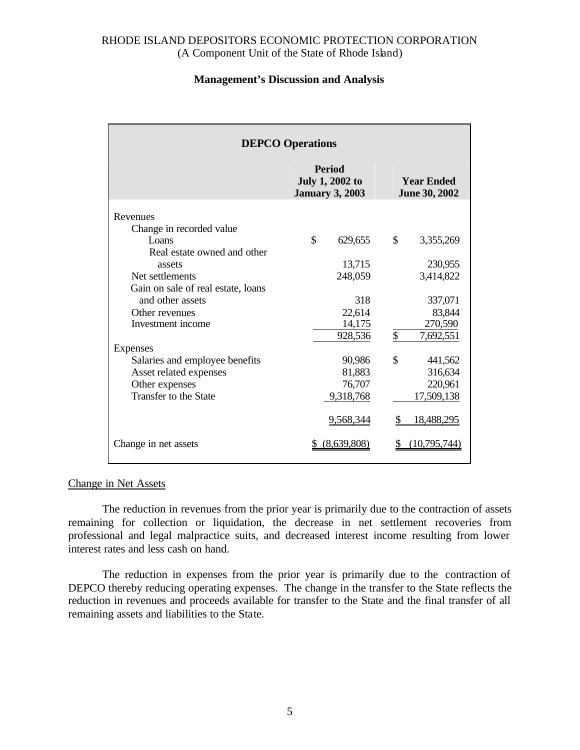RHODE ISLAND DEPOSITORS ECONOMIC PROTECTION CORPORATION
(A Component Unit of the State of Rhode Island)

## Management's Discussion and Analysis

| DEPCO Operations | | |
|---|---|---|
| | **Period July 1, 2002 to January 3, 2003** | **Year Ended June 30, 2002** |
| Revenues | | |
| Change in recorded value | | |
| Loans | $ 629,655 | $ 3,355,269 |
| Real estate owned and other assets | 13,715 | 230,955 |
| Net settlements | 248,059 | 3,414,822 |
| Gain on sale of real estate, loans and other assets | 318 | 337,071 |
| Other revenues | 22,614 | 83,844 |
| Investment income | 14,175 | 270,590 |
| | 928,536 | $ 7,692,551 |
| Expenses | | |
| Salaries and employee benefits | 90,986 | $ 441,562 |
| Asset related expenses | 81,883 | 316,634 |
| Other expenses | 76,707 | 220,961 |
| Transfer to the State | 9,318,768 | 17,509,138 |
| | 9,568,344 | $ 18,488,295 |
| Change in net assets | $ (8,639,808) | $ (10,795,744) |

Change in Net Assets

The reduction in revenues from the prior year is primarily due to the contraction of assets remaining for collection or liquidation, the decrease in net settlement recoveries from professional and legal malpractice suits, and decreased interest income resulting from lower interest rates and less cash on hand.

The reduction in expenses from the prior year is primarily due to the contraction of DEPCO thereby reducing operating expenses. The change in the transfer to the State reflects the reduction in revenues and proceeds available for transfer to the State and the final transfer of all remaining assets and liabilities to the State.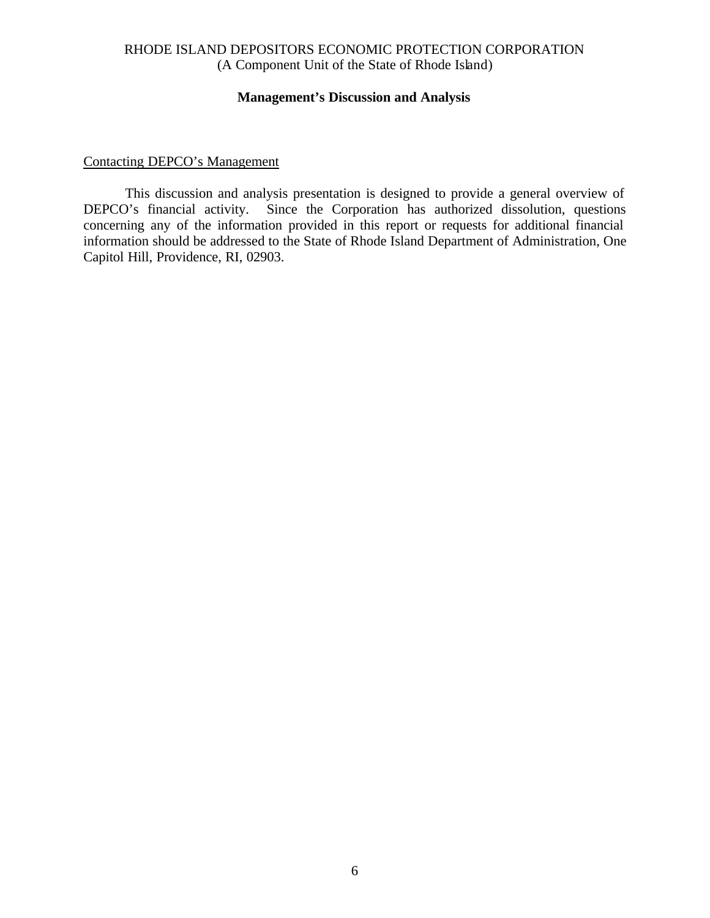RHODE ISLAND DEPOSITORS ECONOMIC PROTECTION CORPORATION
(A Component Unit of the State of Rhode Island)

**Management's Discussion and Analysis**

Contacting DEPCO's Management

This discussion and analysis presentation is designed to provide a general overview of DEPCO's financial activity. Since the Corporation has authorized dissolution, questions concerning any of the information provided in this report or requests for additional financial information should be addressed to the State of Rhode Island Department of Administration, One Capitol Hill, Providence, RI, 02903.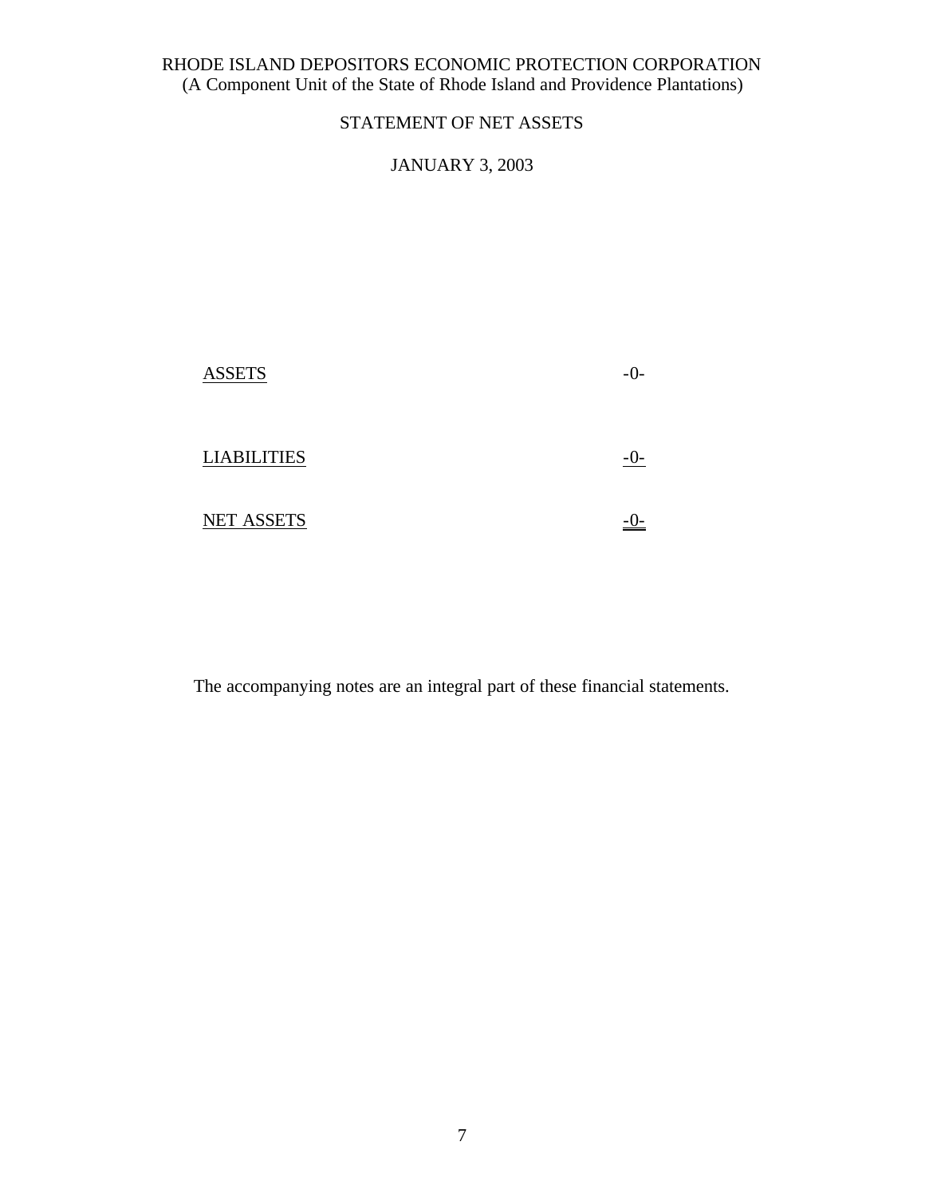RHODE ISLAND DEPOSITORS ECONOMIC PROTECTION CORPORATION
(A Component Unit of the State of Rhode Island and Providence Plantations)

STATEMENT OF NET ASSETS

JANUARY 3, 2003

| | |
|---|---|
| ASSETS | -0- |
| LIABILITIES | -0- |
| NET ASSETS | -0- |

The accompanying notes are an integral part of these financial statements.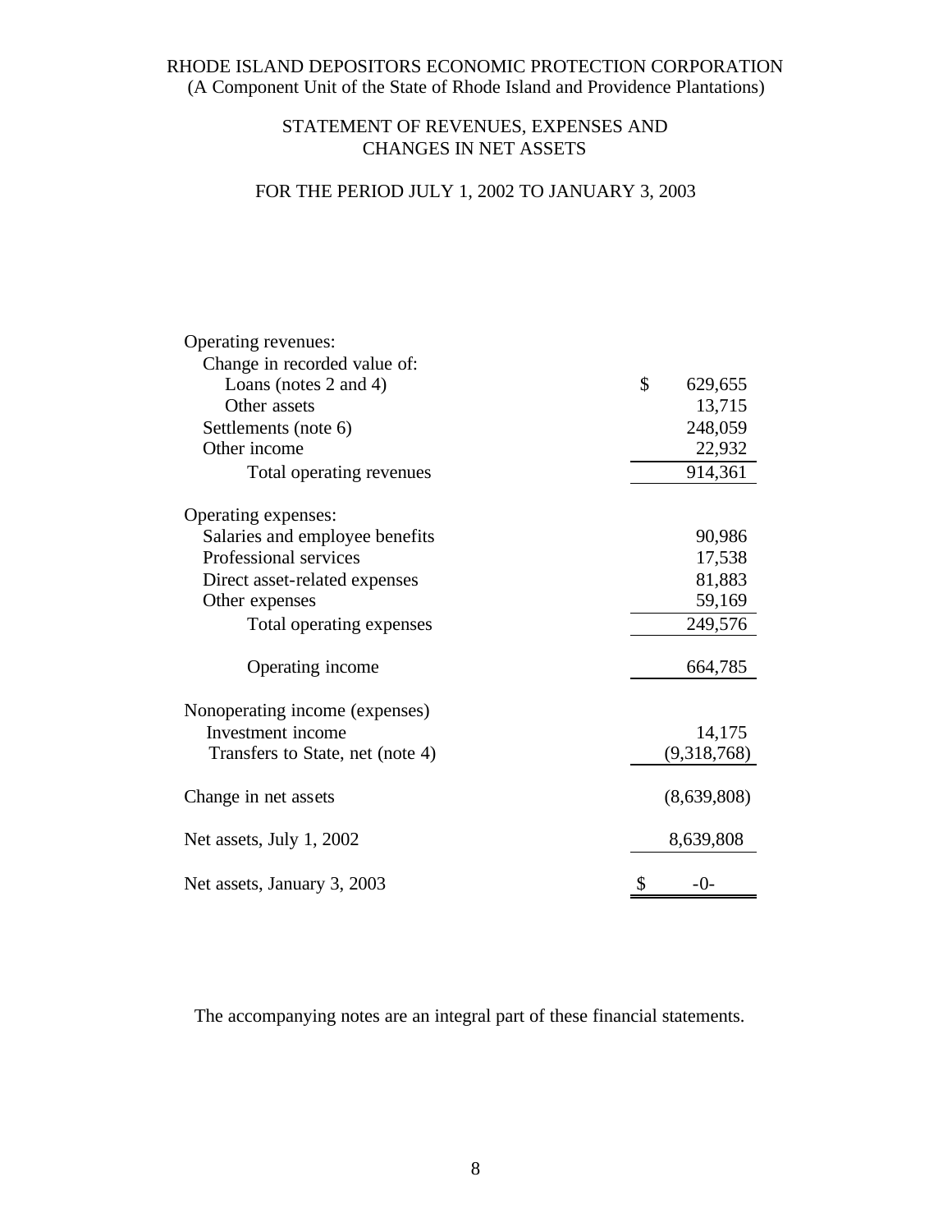RHODE ISLAND DEPOSITORS ECONOMIC PROTECTION CORPORATION
(A Component Unit of the State of Rhode Island and Providence Plantations)

## STATEMENT OF REVENUES, EXPENSES AND CHANGES IN NET ASSETS

### FOR THE PERIOD JULY 1, 2002 TO JANUARY 3, 2003

| | |
|---|---|
| Operating revenues: | |
| Change in recorded value of: | |
| Loans (notes 2 and 4) | $ 629,655 |
| Other assets | 13,715 |
| Settlements (note 6) | 248,059 |
| Other income | 22,932 |
| Total operating revenues | 914,361 |
| Operating expenses: | |
| Salaries and employee benefits | 90,986 |
| Professional services | 17,538 |
| Direct asset-related expenses | 81,883 |
| Other expenses | 59,169 |
| Total operating expenses | 249,576 |
| Operating income | 664,785 |
| Nonoperating income (expenses) | |
| Investment income | 14,175 |
| Transfers to State, net (note 4) | (9,318,768) |
| Change in net assets | (8,639,808) |
| Net assets, July 1, 2002 | 8,639,808 |
| Net assets, January 3, 2003 | $ -0- |

The accompanying notes are an integral part of these financial statements.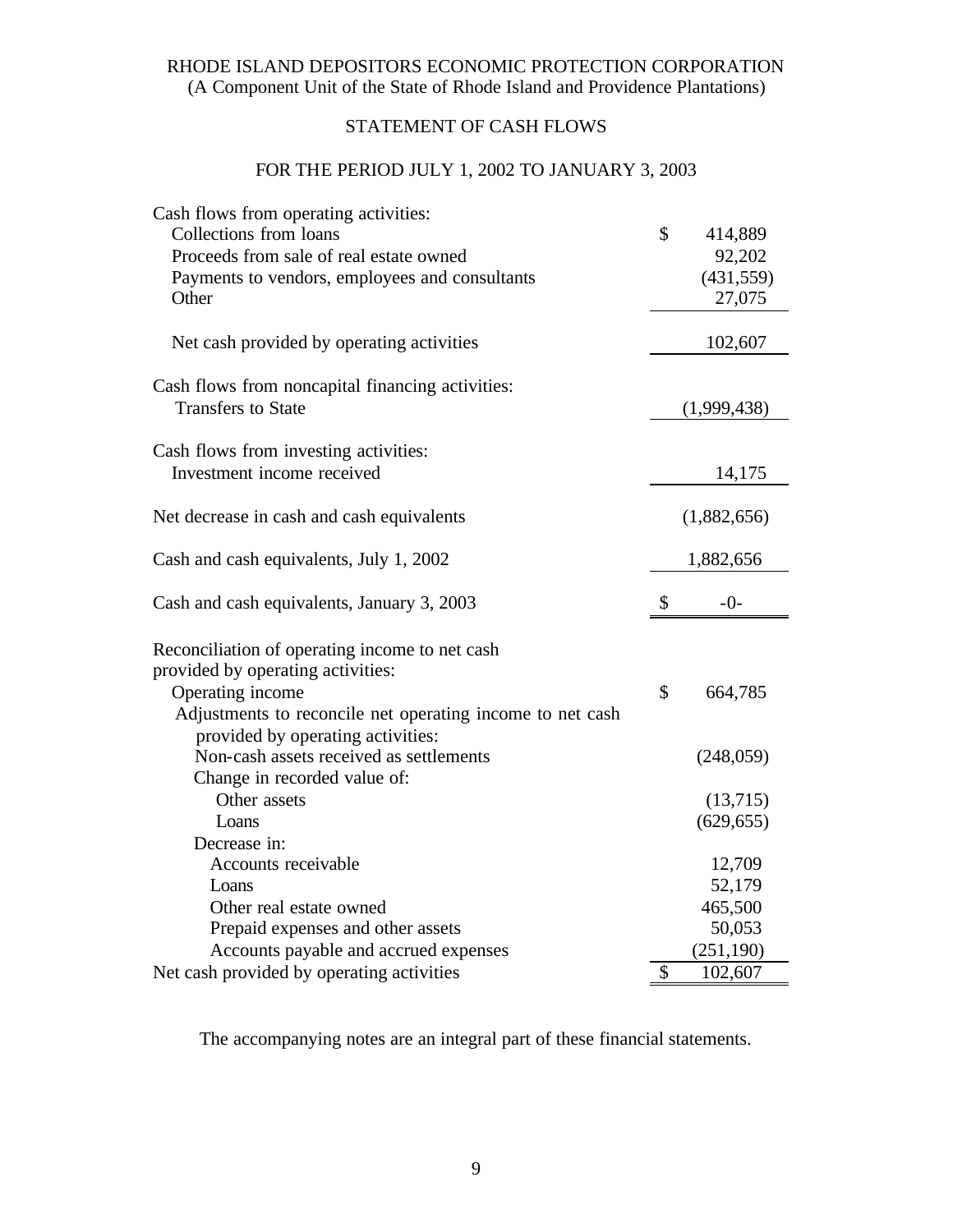RHODE ISLAND DEPOSITORS ECONOMIC PROTECTION CORPORATION
(A Component Unit of the State of Rhode Island and Providence Plantations)

## STATEMENT OF CASH FLOWS

### FOR THE PERIOD JULY 1, 2002 TO JANUARY 3, 2003

| | |
|---|---|
| Cash flows from operating activities: | |
| Collections from loans | $ 414,889 |
| Proceeds from sale of real estate owned | 92,202 |
| Payments to vendors, employees and consultants | (431,559) |
| Other | 27,075 |
| Net cash provided by operating activities | 102,607 |
| Cash flows from noncapital financing activities: | |
| Transfers to State | (1,999,438) |
| Cash flows from investing activities: | |
| Investment income received | 14,175 |
| Net decrease in cash and cash equivalents | (1,882,656) |
| Cash and cash equivalents, July 1, 2002 | 1,882,656 |
| Cash and cash equivalents, January 3, 2003 | $ -0- |
| Reconciliation of operating income to net cash provided by operating activities: | |
| Operating income | $ 664,785 |
| Adjustments to reconcile net operating income to net cash provided by operating activities: | |
| Non-cash assets received as settlements | (248,059) |
| Change in recorded value of: | |
| Other assets | (13,715) |
| Loans | (629,655) |
| Decrease in: | |
| Accounts receivable | 12,709 |
| Loans | 52,179 |
| Other real estate owned | 465,500 |
| Prepaid expenses and other assets | 50,053 |
| Accounts payable and accrued expenses | (251,190) |
| Net cash provided by operating activities | $ 102,607 |

The accompanying notes are an integral part of these financial statements.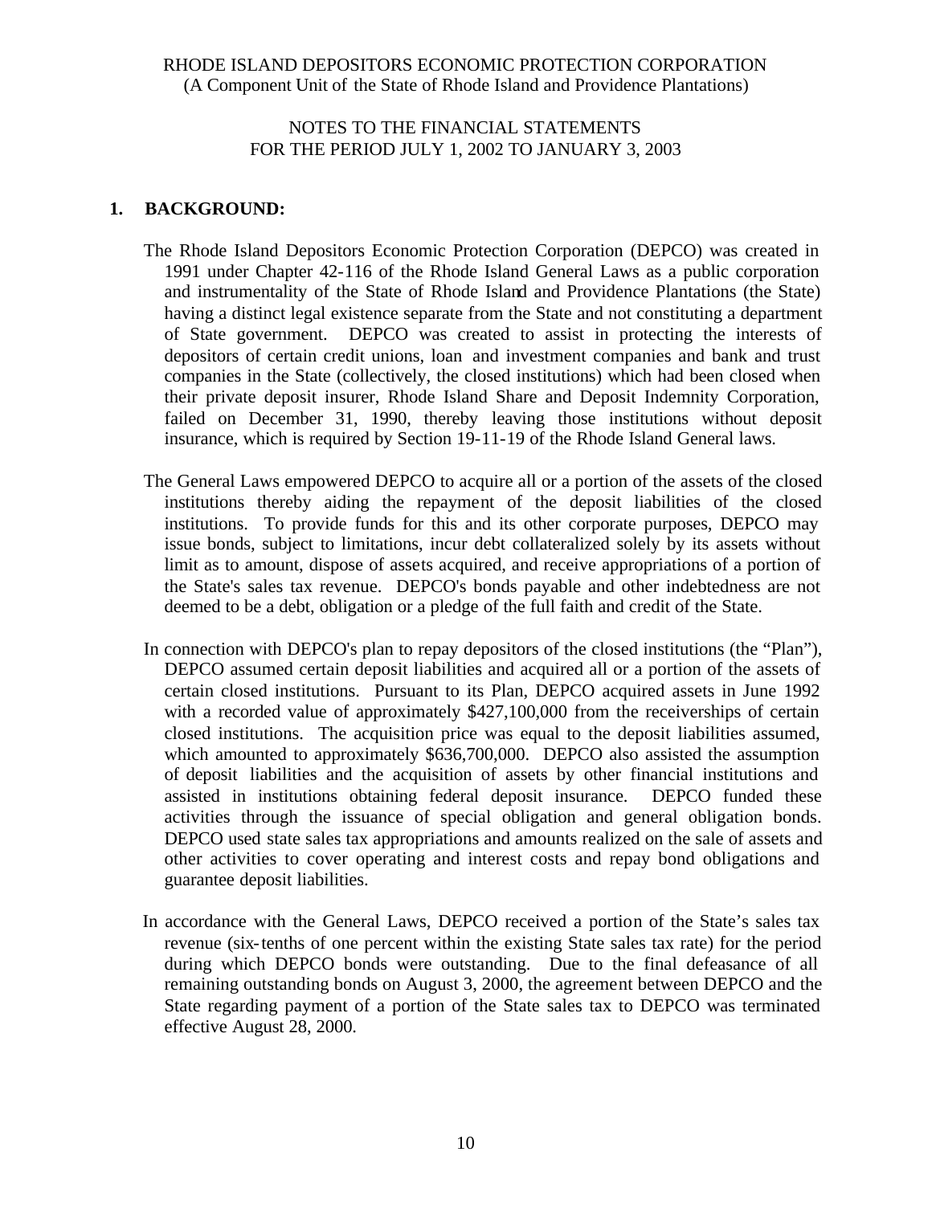RHODE ISLAND DEPOSITORS ECONOMIC PROTECTION CORPORATION
(A Component Unit of the State of Rhode Island and Providence Plantations)

NOTES TO THE FINANCIAL STATEMENTS
FOR THE PERIOD JULY 1, 2002 TO JANUARY 3, 2003

## 1. BACKGROUND:

The Rhode Island Depositors Economic Protection Corporation (DEPCO) was created in 1991 under Chapter 42-116 of the Rhode Island General Laws as a public corporation and instrumentality of the State of Rhode Island and Providence Plantations (the State) having a distinct legal existence separate from the State and not constituting a department of State government. DEPCO was created to assist in protecting the interests of depositors of certain credit unions, loan and investment companies and bank and trust companies in the State (collectively, the closed institutions) which had been closed when their private deposit insurer, Rhode Island Share and Deposit Indemnity Corporation, failed on December 31, 1990, thereby leaving those institutions without deposit insurance, which is required by Section 19-11-19 of the Rhode Island General laws.

The General Laws empowered DEPCO to acquire all or a portion of the assets of the closed institutions thereby aiding the repayment of the deposit liabilities of the closed institutions. To provide funds for this and its other corporate purposes, DEPCO may issue bonds, subject to limitations, incur debt collateralized solely by its assets without limit as to amount, dispose of assets acquired, and receive appropriations of a portion of the State's sales tax revenue. DEPCO's bonds payable and other indebtedness are not deemed to be a debt, obligation or a pledge of the full faith and credit of the State.

In connection with DEPCO's plan to repay depositors of the closed institutions (the "Plan"), DEPCO assumed certain deposit liabilities and acquired all or a portion of the assets of certain closed institutions. Pursuant to its Plan, DEPCO acquired assets in June 1992 with a recorded value of approximately $427,100,000 from the receiverships of certain closed institutions. The acquisition price was equal to the deposit liabilities assumed, which amounted to approximately $636,700,000. DEPCO also assisted the assumption of deposit liabilities and the acquisition of assets by other financial institutions and assisted in institutions obtaining federal deposit insurance. DEPCO funded these activities through the issuance of special obligation and general obligation bonds. DEPCO used state sales tax appropriations and amounts realized on the sale of assets and other activities to cover operating and interest costs and repay bond obligations and guarantee deposit liabilities.

In accordance with the General Laws, DEPCO received a portion of the State's sales tax revenue (six-tenths of one percent within the existing State sales tax rate) for the period during which DEPCO bonds were outstanding. Due to the final defeasance of all remaining outstanding bonds on August 3, 2000, the agreement between DEPCO and the State regarding payment of a portion of the State sales tax to DEPCO was terminated effective August 28, 2000.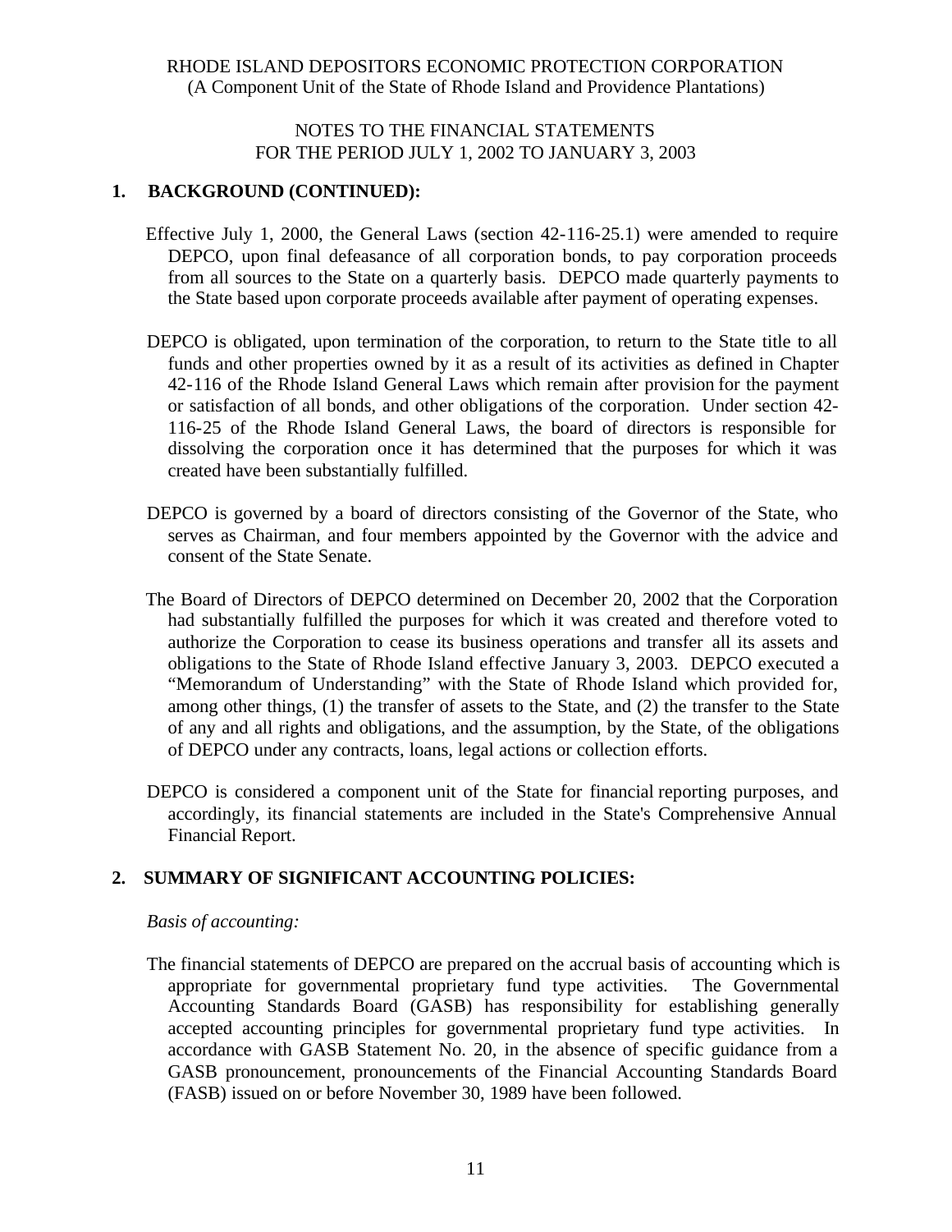RHODE ISLAND DEPOSITORS ECONOMIC PROTECTION CORPORATION
(A Component Unit of the State of Rhode Island and Providence Plantations)

NOTES TO THE FINANCIAL STATEMENTS
FOR THE PERIOD JULY 1, 2002 TO JANUARY 3, 2003

## 1. BACKGROUND (CONTINUED):

Effective July 1, 2000, the General Laws (section 42-116-25.1) were amended to require DEPCO, upon final defeasance of all corporation bonds, to pay corporation proceeds from all sources to the State on a quarterly basis. DEPCO made quarterly payments to the State based upon corporate proceeds available after payment of operating expenses.

DEPCO is obligated, upon termination of the corporation, to return to the State title to all funds and other properties owned by it as a result of its activities as defined in Chapter 42-116 of the Rhode Island General Laws which remain after provision for the payment or satisfaction of all bonds, and other obligations of the corporation. Under section 42-116-25 of the Rhode Island General Laws, the board of directors is responsible for dissolving the corporation once it has determined that the purposes for which it was created have been substantially fulfilled.

DEPCO is governed by a board of directors consisting of the Governor of the State, who serves as Chairman, and four members appointed by the Governor with the advice and consent of the State Senate.

The Board of Directors of DEPCO determined on December 20, 2002 that the Corporation had substantially fulfilled the purposes for which it was created and therefore voted to authorize the Corporation to cease its business operations and transfer all its assets and obligations to the State of Rhode Island effective January 3, 2003. DEPCO executed a "Memorandum of Understanding" with the State of Rhode Island which provided for, among other things, (1) the transfer of assets to the State, and (2) the transfer to the State of any and all rights and obligations, and the assumption, by the State, of the obligations of DEPCO under any contracts, loans, legal actions or collection efforts.

DEPCO is considered a component unit of the State for financial reporting purposes, and accordingly, its financial statements are included in the State's Comprehensive Annual Financial Report.

## 2. SUMMARY OF SIGNIFICANT ACCOUNTING POLICIES:

*Basis of accounting:*

The financial statements of DEPCO are prepared on the accrual basis of accounting which is appropriate for governmental proprietary fund type activities. The Governmental Accounting Standards Board (GASB) has responsibility for establishing generally accepted accounting principles for governmental proprietary fund type activities. In accordance with GASB Statement No. 20, in the absence of specific guidance from a GASB pronouncement, pronouncements of the Financial Accounting Standards Board (FASB) issued on or before November 30, 1989 have been followed.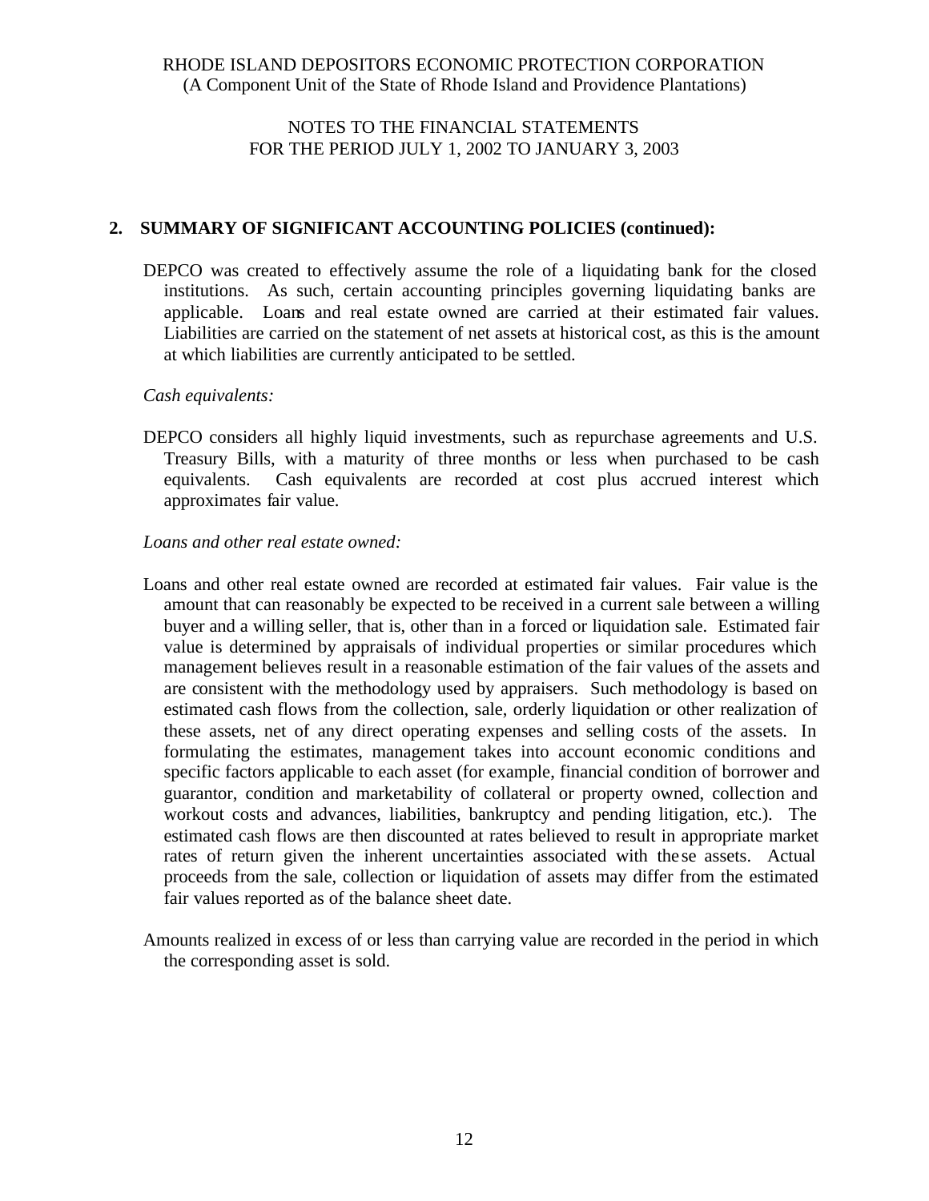## 2. SUMMARY OF SIGNIFICANT ACCOUNTING POLICIES (continued):

DEPCO was created to effectively assume the role of a liquidating bank for the closed institutions. As such, certain accounting principles governing liquidating banks are applicable. Loans and real estate owned are carried at their estimated fair values. Liabilities are carried on the statement of net assets at historical cost, as this is the amount at which liabilities are currently anticipated to be settled.

*Cash equivalents:*

DEPCO considers all highly liquid investments, such as repurchase agreements and U.S. Treasury Bills, with a maturity of three months or less when purchased to be cash equivalents. Cash equivalents are recorded at cost plus accrued interest which approximates fair value.

*Loans and other real estate owned:*

Loans and other real estate owned are recorded at estimated fair values. Fair value is the amount that can reasonably be expected to be received in a current sale between a willing buyer and a willing seller, that is, other than in a forced or liquidation sale. Estimated fair value is determined by appraisals of individual properties or similar procedures which management believes result in a reasonable estimation of the fair values of the assets and are consistent with the methodology used by appraisers. Such methodology is based on estimated cash flows from the collection, sale, orderly liquidation or other realization of these assets, net of any direct operating expenses and selling costs of the assets. In formulating the estimates, management takes into account economic conditions and specific factors applicable to each asset (for example, financial condition of borrower and guarantor, condition and marketability of collateral or property owned, collection and workout costs and advances, liabilities, bankruptcy and pending litigation, etc.). The estimated cash flows are then discounted at rates believed to result in appropriate market rates of return given the inherent uncertainties associated with these assets. Actual proceeds from the sale, collection or liquidation of assets may differ from the estimated fair values reported as of the balance sheet date.

Amounts realized in excess of or less than carrying value are recorded in the period in which the corresponding asset is sold.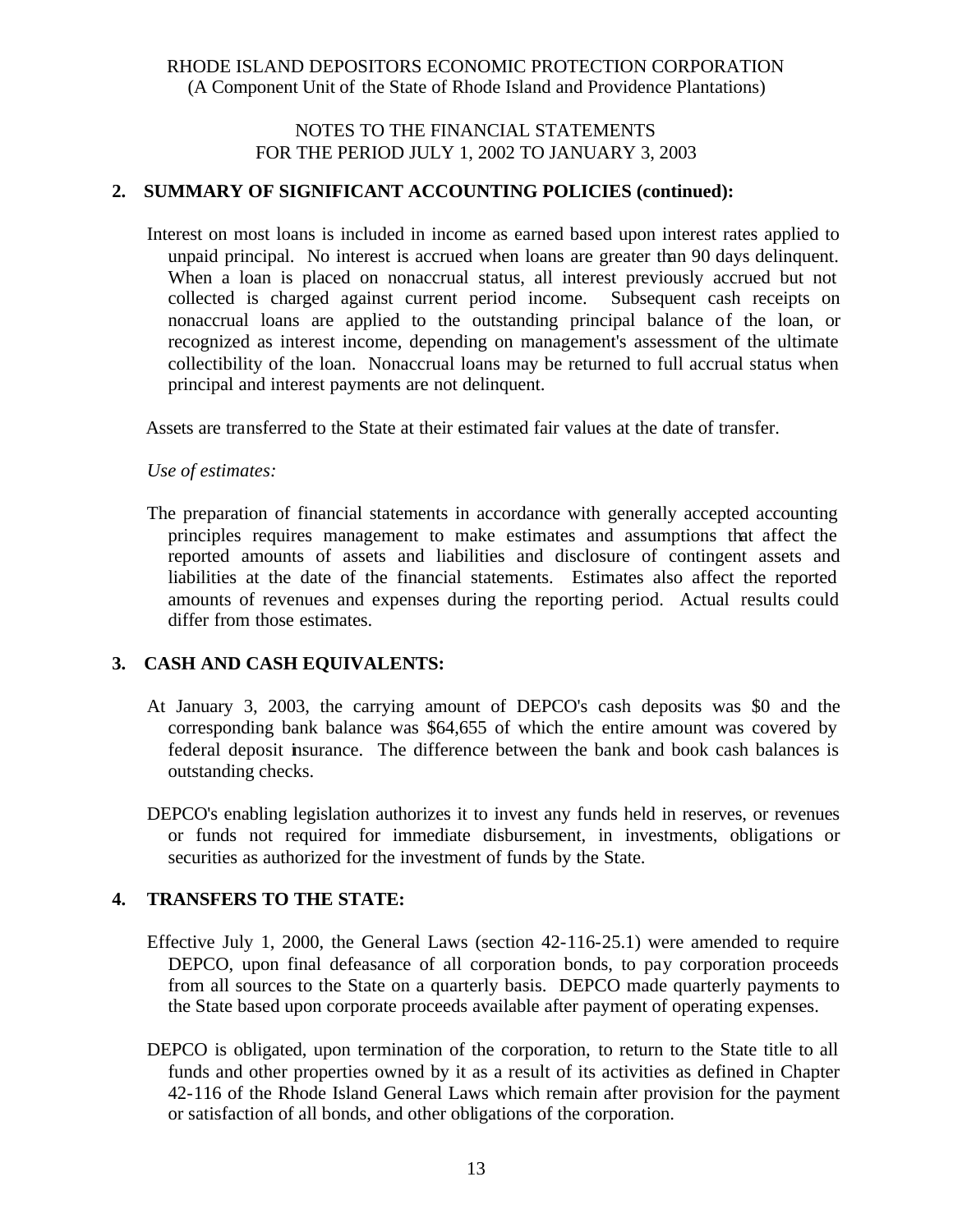RHODE ISLAND DEPOSITORS ECONOMIC PROTECTION CORPORATION
(A Component Unit of the State of Rhode Island and Providence Plantations)

NOTES TO THE FINANCIAL STATEMENTS
FOR THE PERIOD JULY 1, 2002 TO JANUARY 3, 2003

## 2. SUMMARY OF SIGNIFICANT ACCOUNTING POLICIES (continued):

Interest on most loans is included in income as earned based upon interest rates applied to unpaid principal. No interest is accrued when loans are greater than 90 days delinquent. When a loan is placed on nonaccrual status, all interest previously accrued but not collected is charged against current period income. Subsequent cash receipts on nonaccrual loans are applied to the outstanding principal balance of the loan, or recognized as interest income, depending on management's assessment of the ultimate collectibility of the loan. Nonaccrual loans may be returned to full accrual status when principal and interest payments are not delinquent.

Assets are transferred to the State at their estimated fair values at the date of transfer.

*Use of estimates:*

The preparation of financial statements in accordance with generally accepted accounting principles requires management to make estimates and assumptions that affect the reported amounts of assets and liabilities and disclosure of contingent assets and liabilities at the date of the financial statements. Estimates also affect the reported amounts of revenues and expenses during the reporting period. Actual results could differ from those estimates.

## 3. CASH AND CASH EQUIVALENTS:

At January 3, 2003, the carrying amount of DEPCO's cash deposits was $0 and the corresponding bank balance was $64,655 of which the entire amount was covered by federal deposit insurance. The difference between the bank and book cash balances is outstanding checks.

DEPCO's enabling legislation authorizes it to invest any funds held in reserves, or revenues or funds not required for immediate disbursement, in investments, obligations or securities as authorized for the investment of funds by the State.

## 4. TRANSFERS TO THE STATE:

Effective July 1, 2000, the General Laws (section 42-116-25.1) were amended to require DEPCO, upon final defeasance of all corporation bonds, to pay corporation proceeds from all sources to the State on a quarterly basis. DEPCO made quarterly payments to the State based upon corporate proceeds available after payment of operating expenses.

DEPCO is obligated, upon termination of the corporation, to return to the State title to all funds and other properties owned by it as a result of its activities as defined in Chapter 42-116 of the Rhode Island General Laws which remain after provision for the payment or satisfaction of all bonds, and other obligations of the corporation.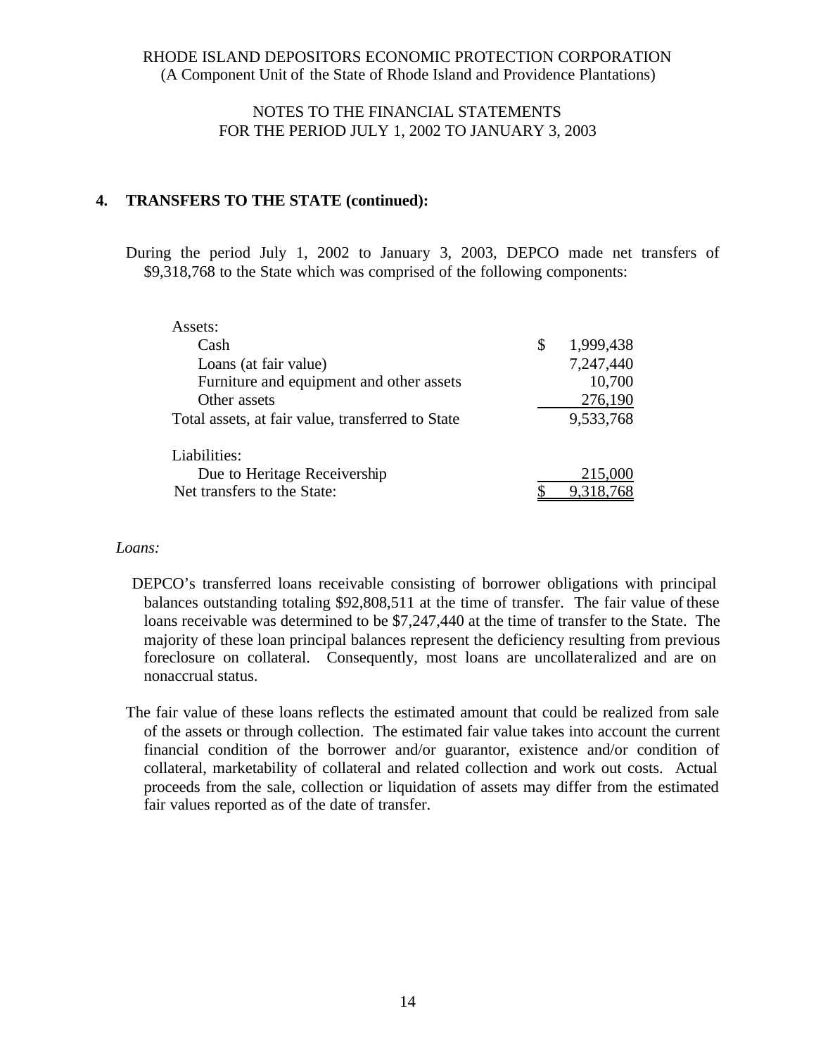## 4. TRANSFERS TO THE STATE (continued):

During the period July 1, 2002 to January 3, 2003, DEPCO made net transfers of $9,318,768 to the State which was comprised of the following components:

| | |
|---|---|
| Assets: | |
| Cash | $ 1,999,438 |
| Loans (at fair value) | 7,247,440 |
| Furniture and equipment and other assets | 10,700 |
| Other assets | 276,190 |
| Total assets, at fair value, transferred to State | 9,533,768 |
| Liabilities: | |
| Due to Heritage Receivership | 215,000 |
| Net transfers to the State: | $ 9,318,768 |

*Loans:*

DEPCO's transferred loans receivable consisting of borrower obligations with principal balances outstanding totaling $92,808,511 at the time of transfer. The fair value of these loans receivable was determined to be $7,247,440 at the time of transfer to the State. The majority of these loan principal balances represent the deficiency resulting from previous foreclosure on collateral. Consequently, most loans are uncollateralized and are on nonaccrual status.

The fair value of these loans reflects the estimated amount that could be realized from sale of the assets or through collection. The estimated fair value takes into account the current financial condition of the borrower and/or guarantor, existence and/or condition of collateral, marketability of collateral and related collection and work out costs. Actual proceeds from the sale, collection or liquidation of assets may differ from the estimated fair values reported as of the date of transfer.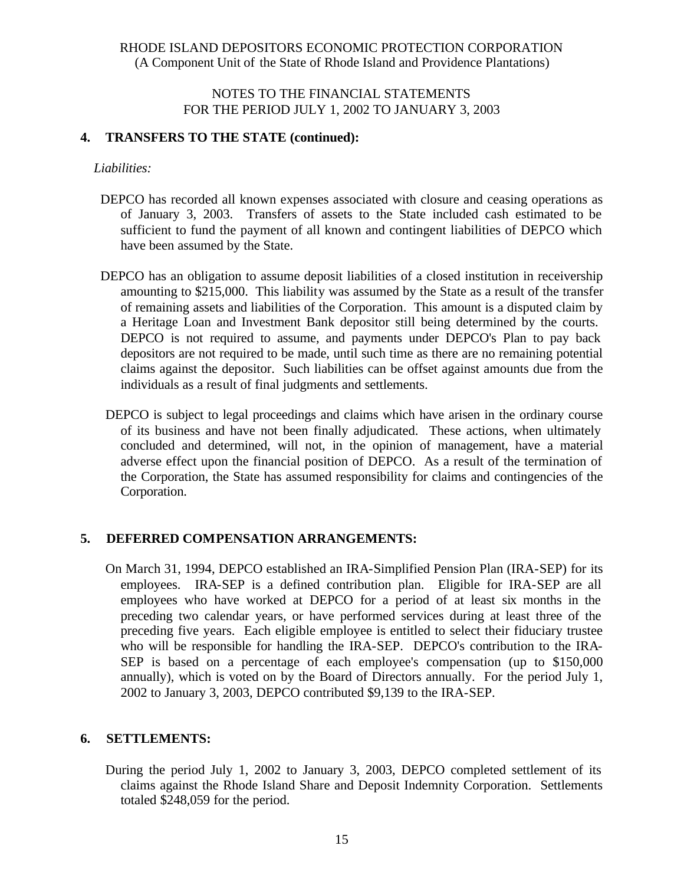## 4. TRANSFERS TO THE STATE (continued):

*Liabilities:*

DEPCO has recorded all known expenses associated with closure and ceasing operations as of January 3, 2003. Transfers of assets to the State included cash estimated to be sufficient to fund the payment of all known and contingent liabilities of DEPCO which have been assumed by the State.

DEPCO has an obligation to assume deposit liabilities of a closed institution in receivership amounting to $215,000. This liability was assumed by the State as a result of the transfer of remaining assets and liabilities of the Corporation. This amount is a disputed claim by a Heritage Loan and Investment Bank depositor still being determined by the courts. DEPCO is not required to assume, and payments under DEPCO's Plan to pay back depositors are not required to be made, until such time as there are no remaining potential claims against the depositor. Such liabilities can be offset against amounts due from the individuals as a result of final judgments and settlements.

DEPCO is subject to legal proceedings and claims which have arisen in the ordinary course of its business and have not been finally adjudicated. These actions, when ultimately concluded and determined, will not, in the opinion of management, have a material adverse effect upon the financial position of DEPCO. As a result of the termination of the Corporation, the State has assumed responsibility for claims and contingencies of the Corporation.

## 5. DEFERRED COMPENSATION ARRANGEMENTS:

On March 31, 1994, DEPCO established an IRA-Simplified Pension Plan (IRA-SEP) for its employees. IRA-SEP is a defined contribution plan. Eligible for IRA-SEP are all employees who have worked at DEPCO for a period of at least six months in the preceding two calendar years, or have performed services during at least three of the preceding five years. Each eligible employee is entitled to select their fiduciary trustee who will be responsible for handling the IRA-SEP. DEPCO's contribution to the IRA-SEP is based on a percentage of each employee's compensation (up to $150,000 annually), which is voted on by the Board of Directors annually. For the period July 1, 2002 to January 3, 2003, DEPCO contributed $9,139 to the IRA-SEP.

## 6. SETTLEMENTS:

During the period July 1, 2002 to January 3, 2003, DEPCO completed settlement of its claims against the Rhode Island Share and Deposit Indemnity Corporation. Settlements totaled $248,059 for the period.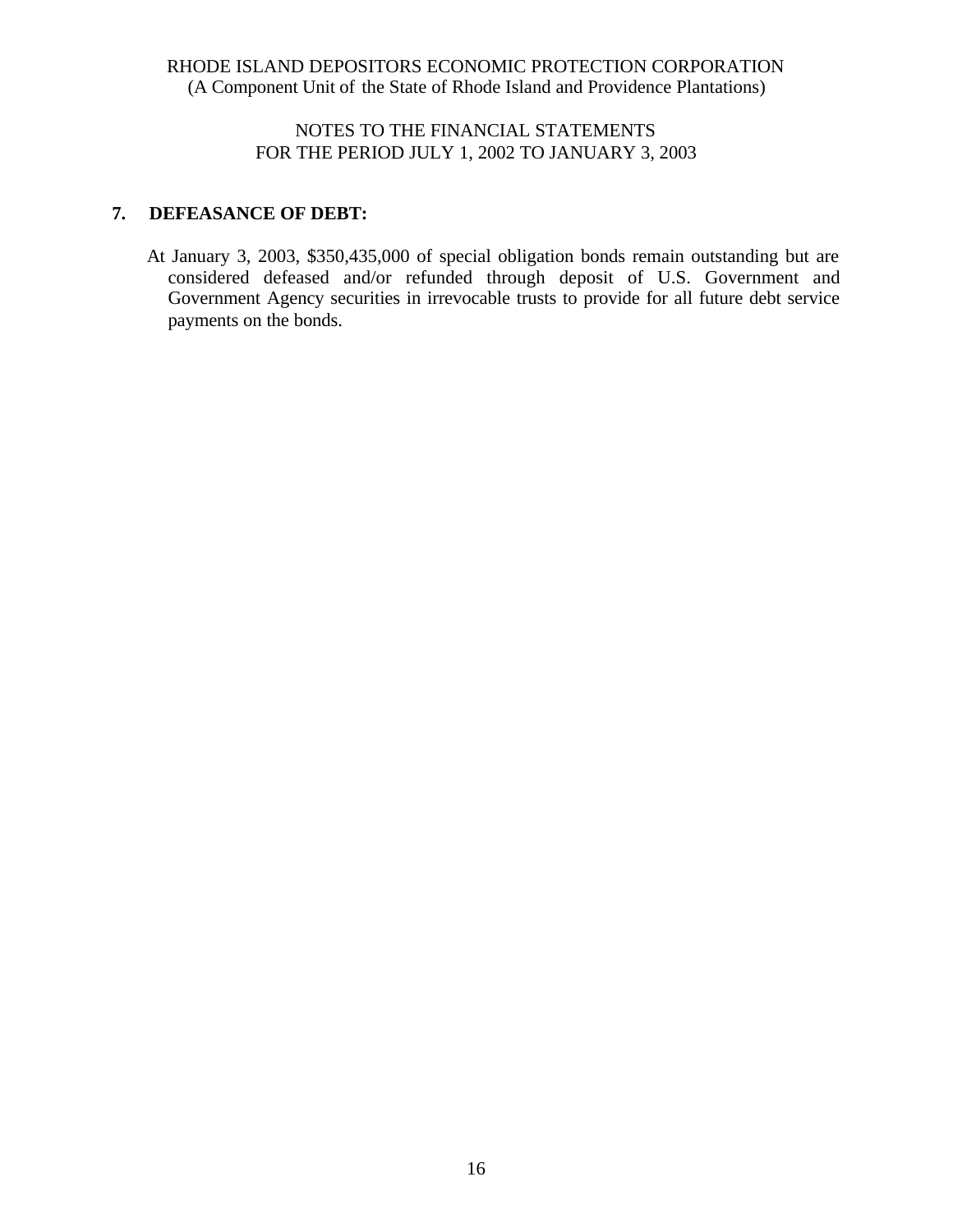## 7. DEFEASANCE OF DEBT:

At January 3, 2003, $350,435,000 of special obligation bonds remain outstanding but are considered defeased and/or refunded through deposit of U.S. Government and Government Agency securities in irrevocable trusts to provide for all future debt service payments on the bonds.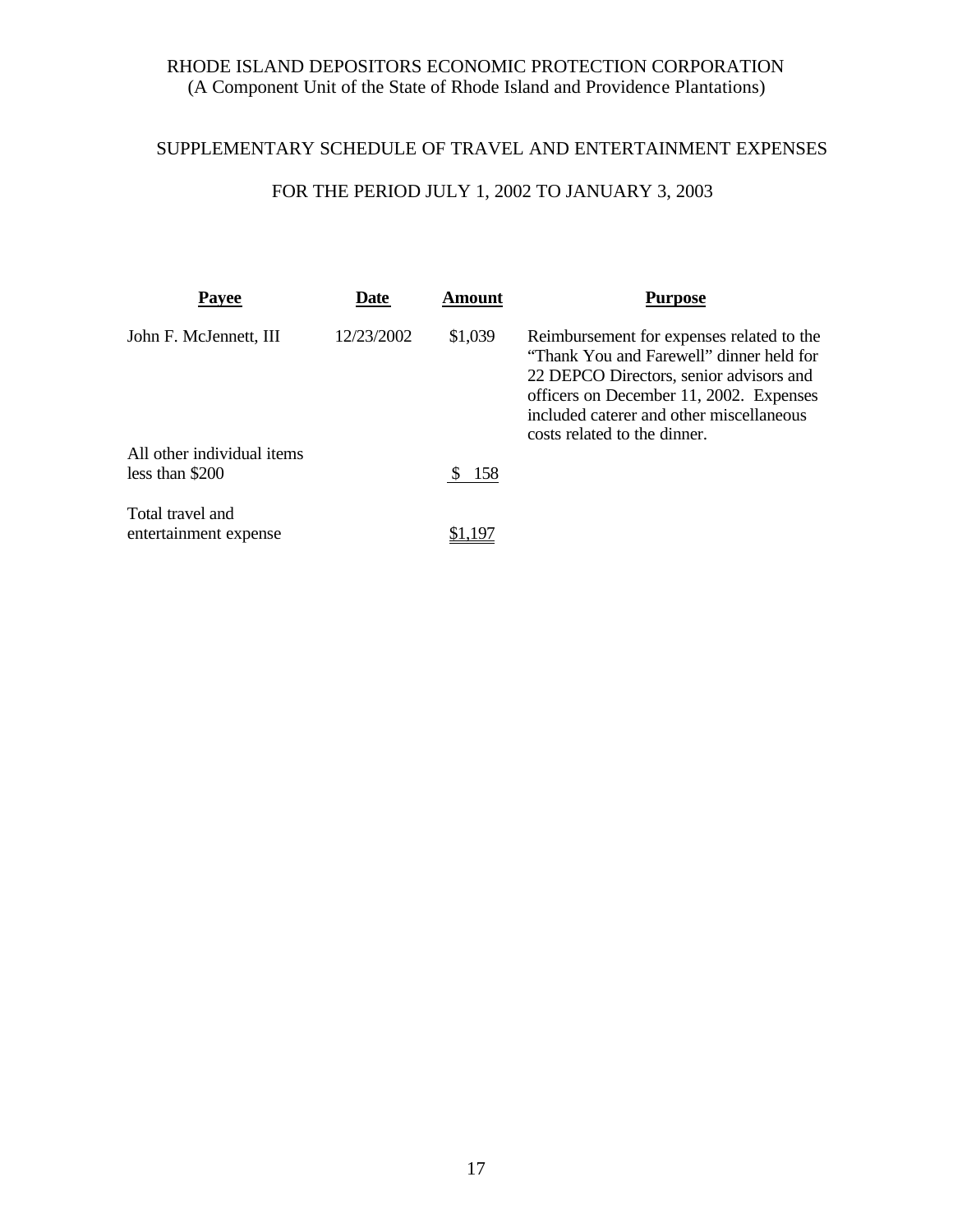RHODE ISLAND DEPOSITORS ECONOMIC PROTECTION CORPORATION
(A Component Unit of the State of Rhode Island and Providence Plantations)

## SUPPLEMENTARY SCHEDULE OF TRAVEL AND ENTERTAINMENT EXPENSES

## FOR THE PERIOD JULY 1, 2002 TO JANUARY 3, 2003

| **Payee** | **Date** | **Amount** | **Purpose** |
|---|---|---|---|
| John F. McJennett, III | 12/23/2002 | $1,039 | Reimbursement for expenses related to the "Thank You and Farewell" dinner held for 22 DEPCO Directors, senior advisors and officers on December 11, 2002. Expenses included caterer and other miscellaneous costs related to the dinner. |
| All other individual items less than $200 | | $ 158 | |
| Total travel and entertainment expense | | $1,197 | |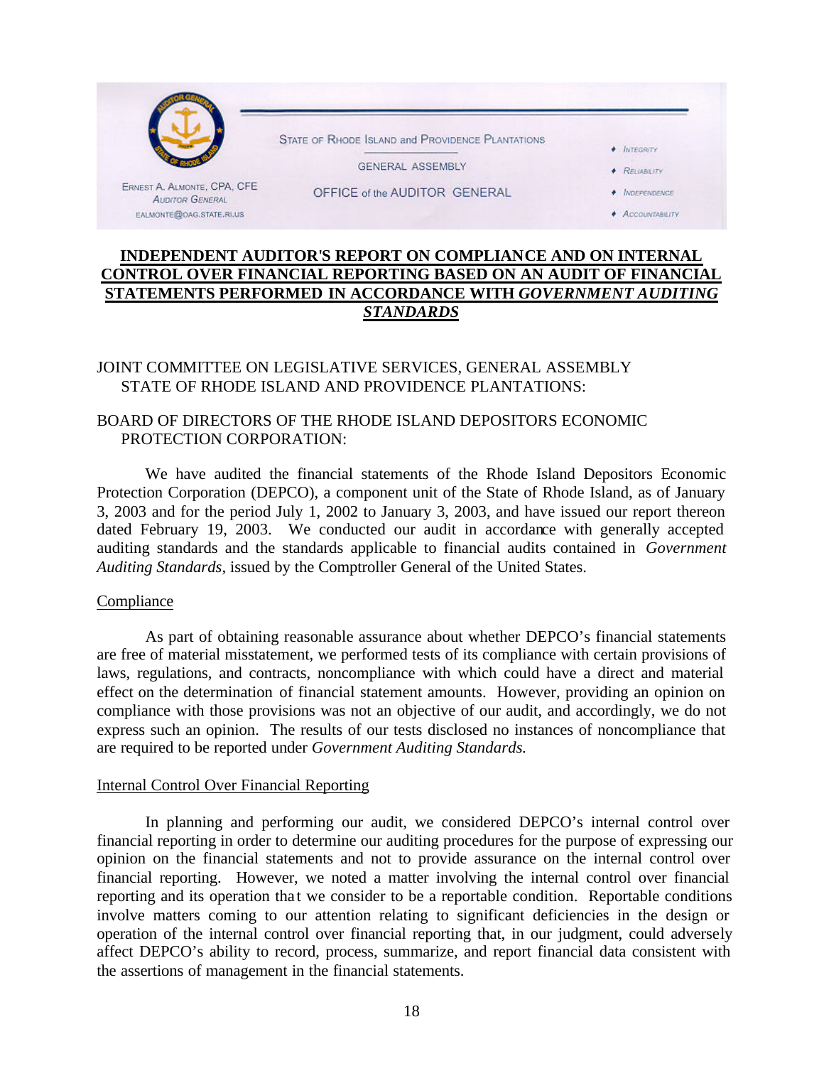STATE OF RHODE ISLAND and PROVIDENCE PLANTATIONS

GENERAL ASSEMBLY

OFFICE of the AUDITOR GENERAL

ERNEST A. ALMONTE, CPA, CFE
AUDITOR GENERAL
EALMONTE@OAG.STATE.RI.US

♦ INTEGRITY
♦ RELIABILITY
♦ INDEPENDENCE
♦ ACCOUNTABILITY

# INDEPENDENT AUDITOR'S REPORT ON COMPLIANCE AND ON INTERNAL CONTROL OVER FINANCIAL REPORTING BASED ON AN AUDIT OF FINANCIAL STATEMENTS PERFORMED IN ACCORDANCE WITH *GOVERNMENT AUDITING STANDARDS*

JOINT COMMITTEE ON LEGISLATIVE SERVICES, GENERAL ASSEMBLY
STATE OF RHODE ISLAND AND PROVIDENCE PLANTATIONS:

BOARD OF DIRECTORS OF THE RHODE ISLAND DEPOSITORS ECONOMIC PROTECTION CORPORATION:

We have audited the financial statements of the Rhode Island Depositors Economic Protection Corporation (DEPCO), a component unit of the State of Rhode Island, as of January 3, 2003 and for the period July 1, 2002 to January 3, 2003, and have issued our report thereon dated February 19, 2003. We conducted our audit in accordance with generally accepted auditing standards and the standards applicable to financial audits contained in *Government Auditing Standards*, issued by the Comptroller General of the United States.

## Compliance

As part of obtaining reasonable assurance about whether DEPCO's financial statements are free of material misstatement, we performed tests of its compliance with certain provisions of laws, regulations, and contracts, noncompliance with which could have a direct and material effect on the determination of financial statement amounts. However, providing an opinion on compliance with those provisions was not an objective of our audit, and accordingly, we do not express such an opinion. The results of our tests disclosed no instances of noncompliance that are required to be reported under *Government Auditing Standards.*

## Internal Control Over Financial Reporting

In planning and performing our audit, we considered DEPCO's internal control over financial reporting in order to determine our auditing procedures for the purpose of expressing our opinion on the financial statements and not to provide assurance on the internal control over financial reporting. However, we noted a matter involving the internal control over financial reporting and its operation that we consider to be a reportable condition. Reportable conditions involve matters coming to our attention relating to significant deficiencies in the design or operation of the internal control over financial reporting that, in our judgment, could adversely affect DEPCO's ability to record, process, summarize, and report financial data consistent with the assertions of management in the financial statements.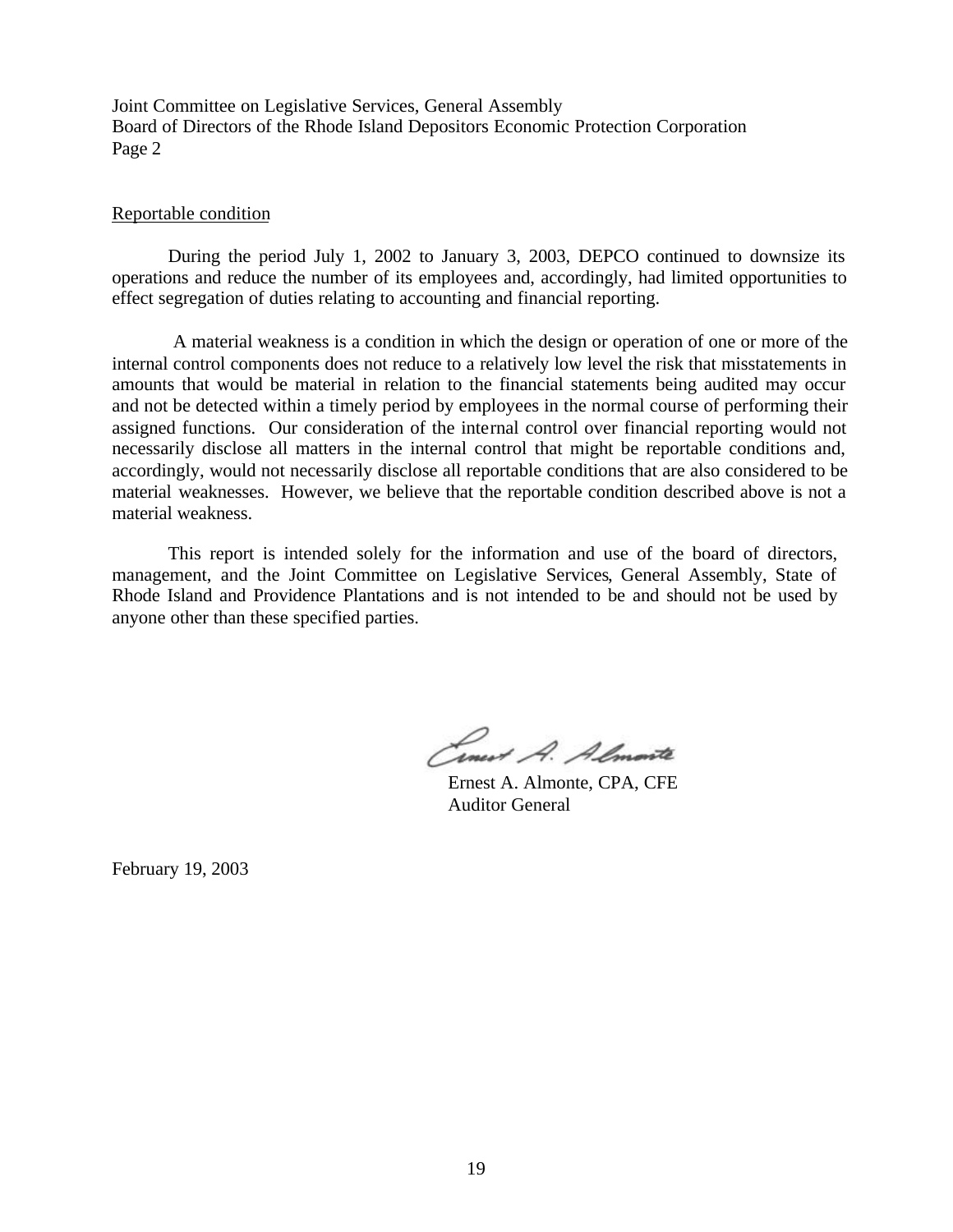Joint Committee on Legislative Services, General Assembly
Board of Directors of the Rhode Island Depositors Economic Protection Corporation
Page 2

Reportable condition

During the period July 1, 2002 to January 3, 2003, DEPCO continued to downsize its operations and reduce the number of its employees and, accordingly, had limited opportunities to effect segregation of duties relating to accounting and financial reporting.

A material weakness is a condition in which the design or operation of one or more of the internal control components does not reduce to a relatively low level the risk that misstatements in amounts that would be material in relation to the financial statements being audited may occur and not be detected within a timely period by employees in the normal course of performing their assigned functions. Our consideration of the internal control over financial reporting would not necessarily disclose all matters in the internal control that might be reportable conditions and, accordingly, would not necessarily disclose all reportable conditions that are also considered to be material weaknesses. However, we believe that the reportable condition described above is not a material weakness.

This report is intended solely for the information and use of the board of directors, management, and the Joint Committee on Legislative Services, General Assembly, State of Rhode Island and Providence Plantations and is not intended to be and should not be used by anyone other than these specified parties.

Ernest A. Almonte

Ernest A. Almonte, CPA, CFE
Auditor General

February 19, 2003